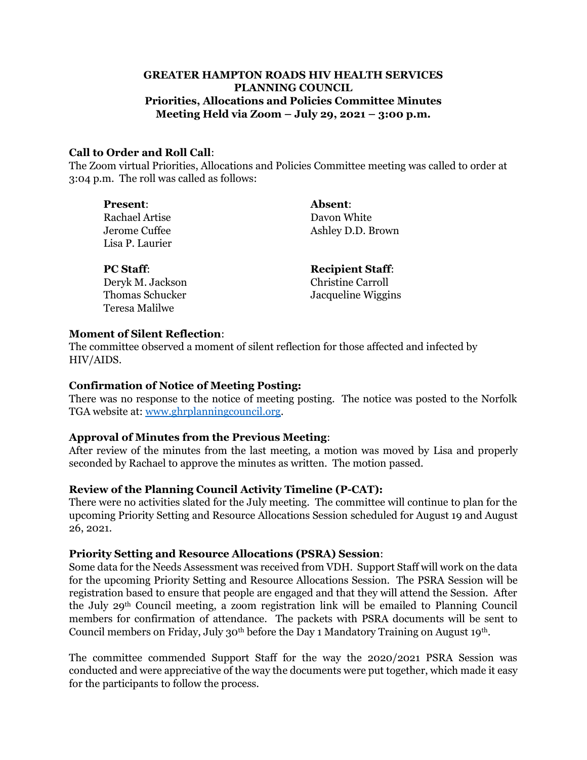# GREATER HAMPTON ROADS HIV HEALTH SERVICES PLANNING COUNCIL
## Priorities, Allocations and Policies Committee Minutes
### Meeting Held via Zoom – July 29, 2021 – 3:00 p.m.

**Call to Order and Roll Call**:
The Zoom virtual Priorities, Allocations and Policies Committee meeting was called to order at 3:04 p.m. The roll was called as follows:

**Present**:
Rachael Artise
Jerome Cuffee
Lisa P. Laurier

**Absent**:
Davon White
Ashley D.D. Brown

**PC Staff**:
Deryk M. Jackson
Thomas Schucker
Teresa Malilwe

**Recipient Staff**:
Christine Carroll
Jacqueline Wiggins

**Moment of Silent Reflection**:
The committee observed a moment of silent reflection for those affected and infected by HIV/AIDS.

**Confirmation of Notice of Meeting Posting:**
There was no response to the notice of meeting posting. The notice was posted to the Norfolk TGA website at: www.ghrplanningcouncil.org.

**Approval of Minutes from the Previous Meeting**:
After review of the minutes from the last meeting, a motion was moved by Lisa and properly seconded by Rachael to approve the minutes as written. The motion passed.

**Review of the Planning Council Activity Timeline (P-CAT):**
There were no activities slated for the July meeting. The committee will continue to plan for the upcoming Priority Setting and Resource Allocations Session scheduled for August 19 and August 26, 2021.

**Priority Setting and Resource Allocations (PSRA) Session**:
Some data for the Needs Assessment was received from VDH. Support Staff will work on the data for the upcoming Priority Setting and Resource Allocations Session. The PSRA Session will be registration based to ensure that people are engaged and that they will attend the Session. After the July 29th Council meeting, a zoom registration link will be emailed to Planning Council members for confirmation of attendance. The packets with PSRA documents will be sent to Council members on Friday, July 30th before the Day 1 Mandatory Training on August 19th.

The committee commended Support Staff for the way the 2020/2021 PSRA Session was conducted and were appreciative of the way the documents were put together, which made it easy for the participants to follow the process.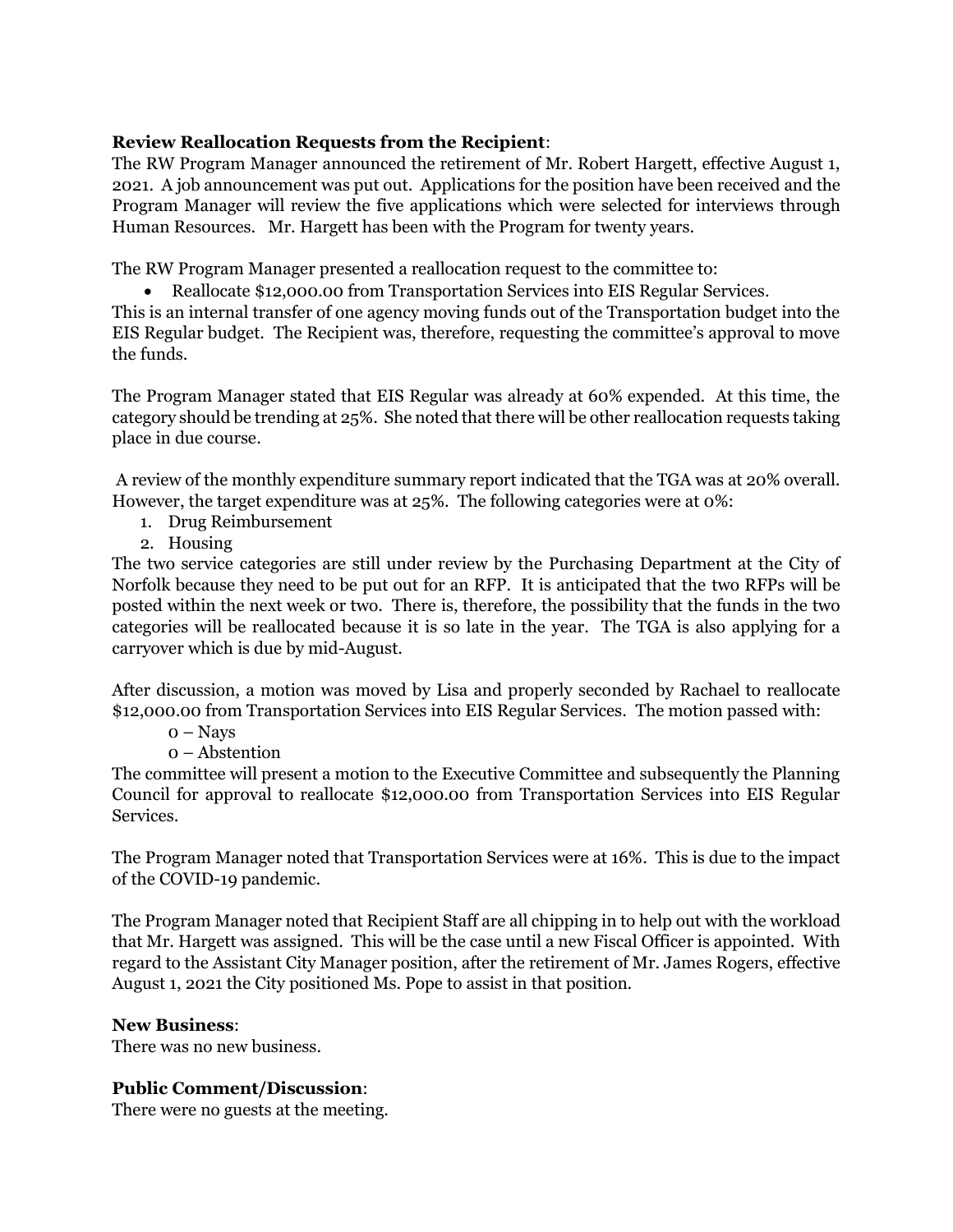**Review Reallocation Requests from the Recipient**:

The RW Program Manager announced the retirement of Mr. Robert Hargett, effective August 1, 2021. A job announcement was put out. Applications for the position have been received and the Program Manager will review the five applications which were selected for interviews through Human Resources. Mr. Hargett has been with the Program for twenty years.

The RW Program Manager presented a reallocation request to the committee to:

- Reallocate $12,000.00 from Transportation Services into EIS Regular Services.

This is an internal transfer of one agency moving funds out of the Transportation budget into the EIS Regular budget. The Recipient was, therefore, requesting the committee's approval to move the funds.

The Program Manager stated that EIS Regular was already at 60% expended. At this time, the category should be trending at 25%. She noted that there will be other reallocation requests taking place in due course.

A review of the monthly expenditure summary report indicated that the TGA was at 20% overall. However, the target expenditure was at 25%. The following categories were at 0%:

1. Drug Reimbursement
2. Housing

The two service categories are still under review by the Purchasing Department at the City of Norfolk because they need to be put out for an RFP. It is anticipated that the two RFPs will be posted within the next week or two. There is, therefore, the possibility that the funds in the two categories will be reallocated because it is so late in the year. The TGA is also applying for a carryover which is due by mid-August.

After discussion, a motion was moved by Lisa and properly seconded by Rachael to reallocate $12,000.00 from Transportation Services into EIS Regular Services. The motion passed with:

0 – Nays
0 – Abstention

The committee will present a motion to the Executive Committee and subsequently the Planning Council for approval to reallocate $12,000.00 from Transportation Services into EIS Regular Services.

The Program Manager noted that Transportation Services were at 16%. This is due to the impact of the COVID-19 pandemic.

The Program Manager noted that Recipient Staff are all chipping in to help out with the workload that Mr. Hargett was assigned. This will be the case until a new Fiscal Officer is appointed. With regard to the Assistant City Manager position, after the retirement of Mr. James Rogers, effective August 1, 2021 the City positioned Ms. Pope to assist in that position.

**New Business**:

There was no new business.

**Public Comment/Discussion**:

There were no guests at the meeting.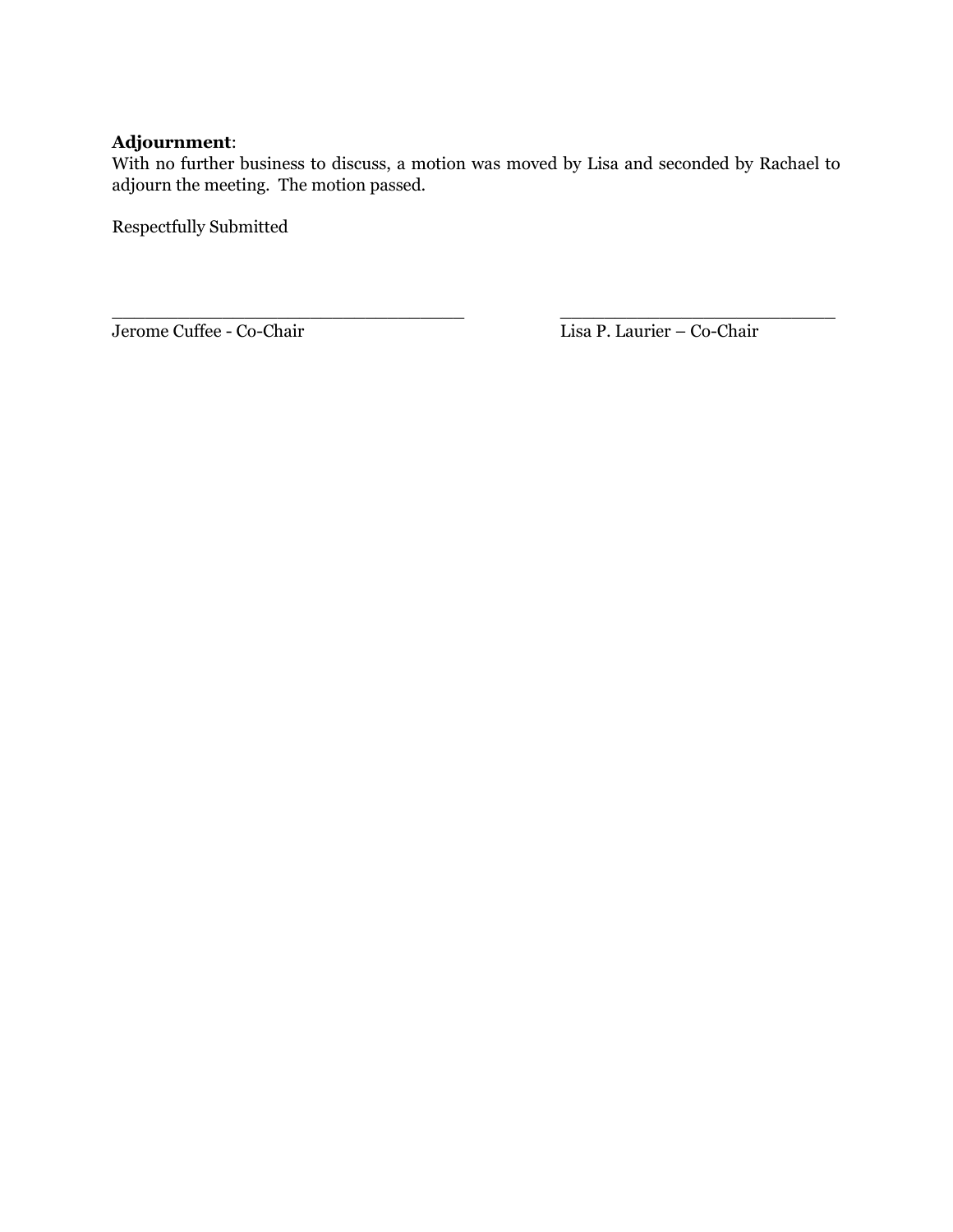**Adjournment**:
With no further business to discuss, a motion was moved by Lisa and seconded by Rachael to adjourn the meeting. The motion passed.

Respectfully Submitted

\_\_\_\_\_\_\_\_\_\_\_\_\_\_\_\_\_\_\_\_\_\_\_\_\_\_\_\_\_\_\_\_\_
Jerome Cuffee - Co-Chair

\_\_\_\_\_\_\_\_\_\_\_\_\_\_\_\_\_\_\_\_\_\_\_\_\_\_\_\_\_\_\_
Lisa P. Laurier – Co-Chair